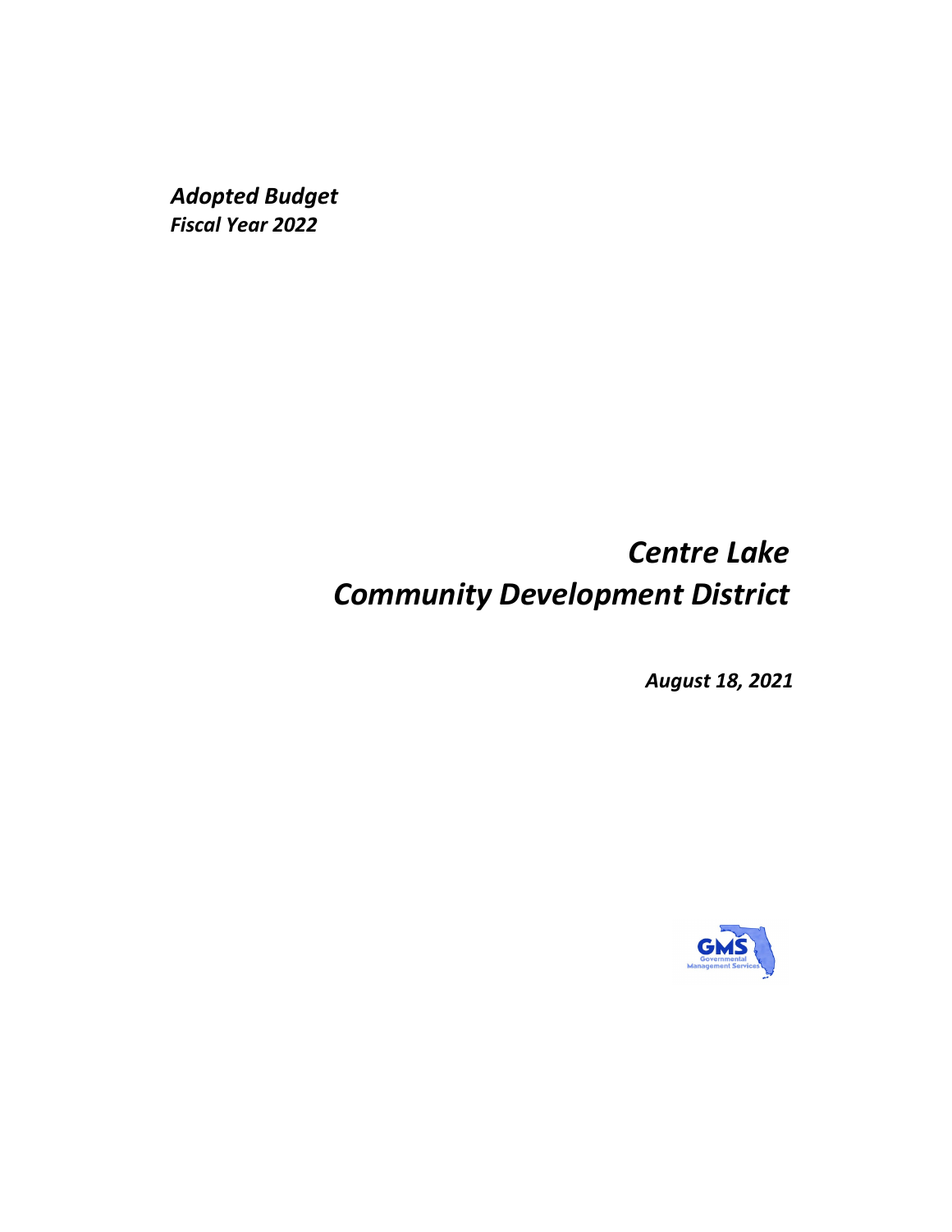***Adopted Budget***
***Fiscal Year 2022***

# *Centre Lake*
# *Community Development District*

***August 18, 2021***

GMS
Governmental Management Services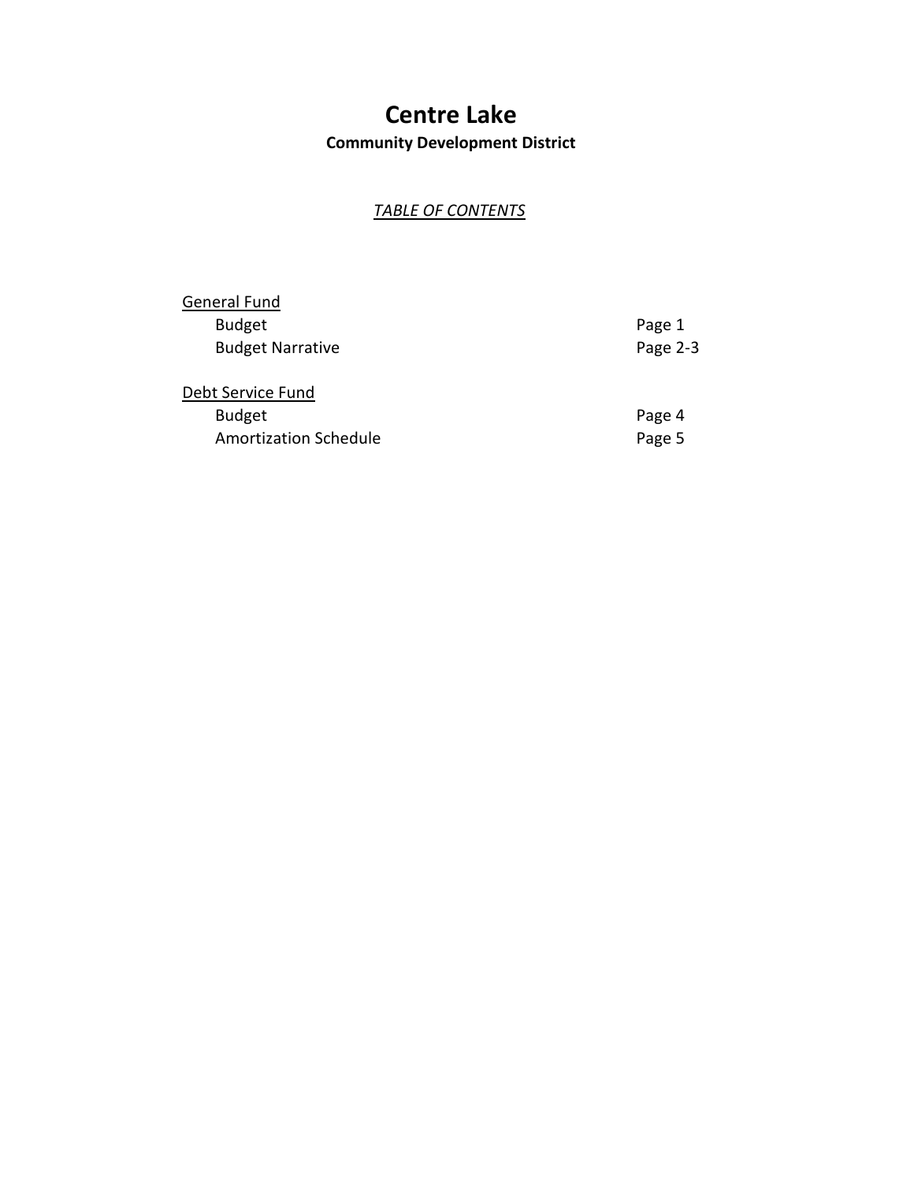# Centre Lake

**Community Development District**

*TABLE OF CONTENTS*

| | |
|---|---|
| General Fund | |
| Budget | Page 1 |
| Budget Narrative | Page 2-3 |
| | |
| Debt Service Fund | |
| Budget | Page 4 |
| Amortization Schedule | Page 5 |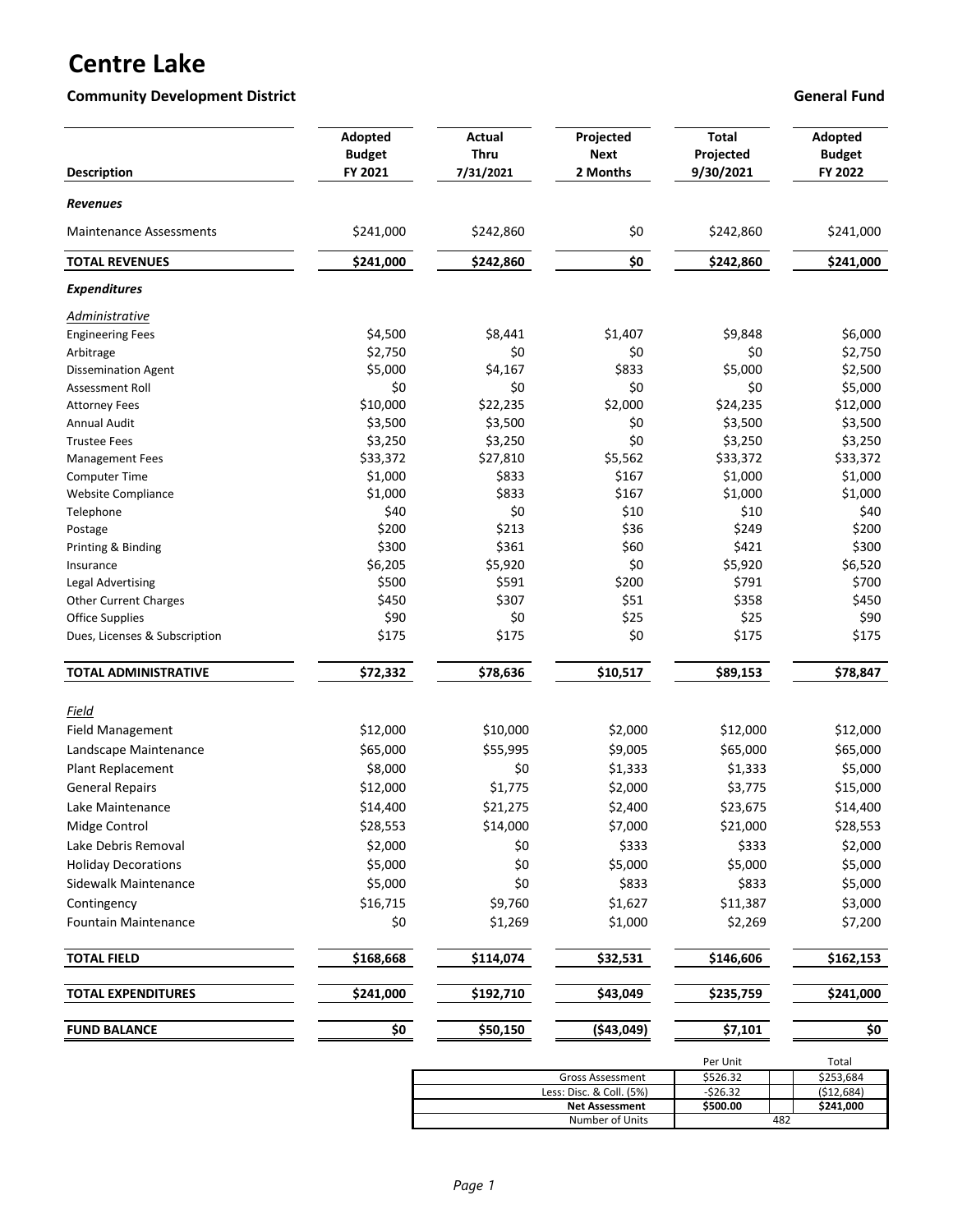# Centre Lake

**Community Development District** **General Fund**

| Description | Adopted Budget FY 2021 | Actual Thru 7/31/2021 | Projected Next 2 Months | Total Projected 9/30/2021 | Adopted Budget FY 2022 |
|---|---|---|---|---|---|
| ***Revenues*** | | | | | |
| Maintenance Assessments | $241,000 | $242,860 | $0 | $242,860 | $241,000 |
| **TOTAL REVENUES** | **$241,000** | **$242,860** | **$0** | **$242,860** | **$241,000** |
| ***Expenditures*** | | | | | |
| *Administrative* | | | | | |
| Engineering Fees | $4,500 | $8,441 | $1,407 | $9,848 | $6,000 |
| Arbitrage | $2,750 | $0 | $0 | $0 | $2,750 |
| Dissemination Agent | $5,000 | $4,167 | $833 | $5,000 | $2,500 |
| Assessment Roll | $0 | $0 | $0 | $0 | $5,000 |
| Attorney Fees | $10,000 | $22,235 | $2,000 | $24,235 | $12,000 |
| Annual Audit | $3,500 | $3,500 | $0 | $3,500 | $3,500 |
| Trustee Fees | $3,250 | $3,250 | $0 | $3,250 | $3,250 |
| Management Fees | $33,372 | $27,810 | $5,562 | $33,372 | $33,372 |
| Computer Time | $1,000 | $833 | $167 | $1,000 | $1,000 |
| Website Compliance | $1,000 | $833 | $167 | $1,000 | $1,000 |
| Telephone | $40 | $0 | $10 | $10 | $40 |
| Postage | $200 | $213 | $36 | $249 | $200 |
| Printing & Binding | $300 | $361 | $60 | $421 | $300 |
| Insurance | $6,205 | $5,920 | $0 | $5,920 | $6,520 |
| Legal Advertising | $500 | $591 | $200 | $791 | $700 |
| Other Current Charges | $450 | $307 | $51 | $358 | $450 |
| Office Supplies | $90 | $0 | $25 | $25 | $90 |
| Dues, Licenses & Subscription | $175 | $175 | $0 | $175 | $175 |
| **TOTAL ADMINISTRATIVE** | **$72,332** | **$78,636** | **$10,517** | **$89,153** | **$78,847** |
| *Field* | | | | | |
| Field Management | $12,000 | $10,000 | $2,000 | $12,000 | $12,000 |
| Landscape Maintenance | $65,000 | $55,995 | $9,005 | $65,000 | $65,000 |
| Plant Replacement | $8,000 | $0 | $1,333 | $1,333 | $5,000 |
| General Repairs | $12,000 | $1,775 | $2,000 | $3,775 | $15,000 |
| Lake Maintenance | $14,400 | $21,275 | $2,400 | $23,675 | $14,400 |
| Midge Control | $28,553 | $14,000 | $7,000 | $21,000 | $28,553 |
| Lake Debris Removal | $2,000 | $0 | $333 | $333 | $2,000 |
| Holiday Decorations | $5,000 | $0 | $5,000 | $5,000 | $5,000 |
| Sidewalk Maintenance | $5,000 | $0 | $833 | $833 | $5,000 |
| Contingency | $16,715 | $9,760 | $1,627 | $11,387 | $3,000 |
| Fountain Maintenance | $0 | $1,269 | $1,000 | $2,269 | $7,200 |
| **TOTAL FIELD** | **$168,668** | **$114,074** | **$32,531** | **$146,606** | **$162,153** |
| **TOTAL EXPENDITURES** | **$241,000** | **$192,710** | **$43,049** | **$235,759** | **$241,000** |
| **FUND BALANCE** | **$0** | **$50,150** | **($43,049)** | **$7,101** | **$0** |

| | Per Unit | Total |
|---|---|---|
| Gross Assessment | $526.32 | $253,684 |
| Less: Disc. & Coll. (5%) | -$26.32 | ($12,684) |
| **Net Assessment** | **$500.00** | **$241,000** |
| Number of Units | 482 | |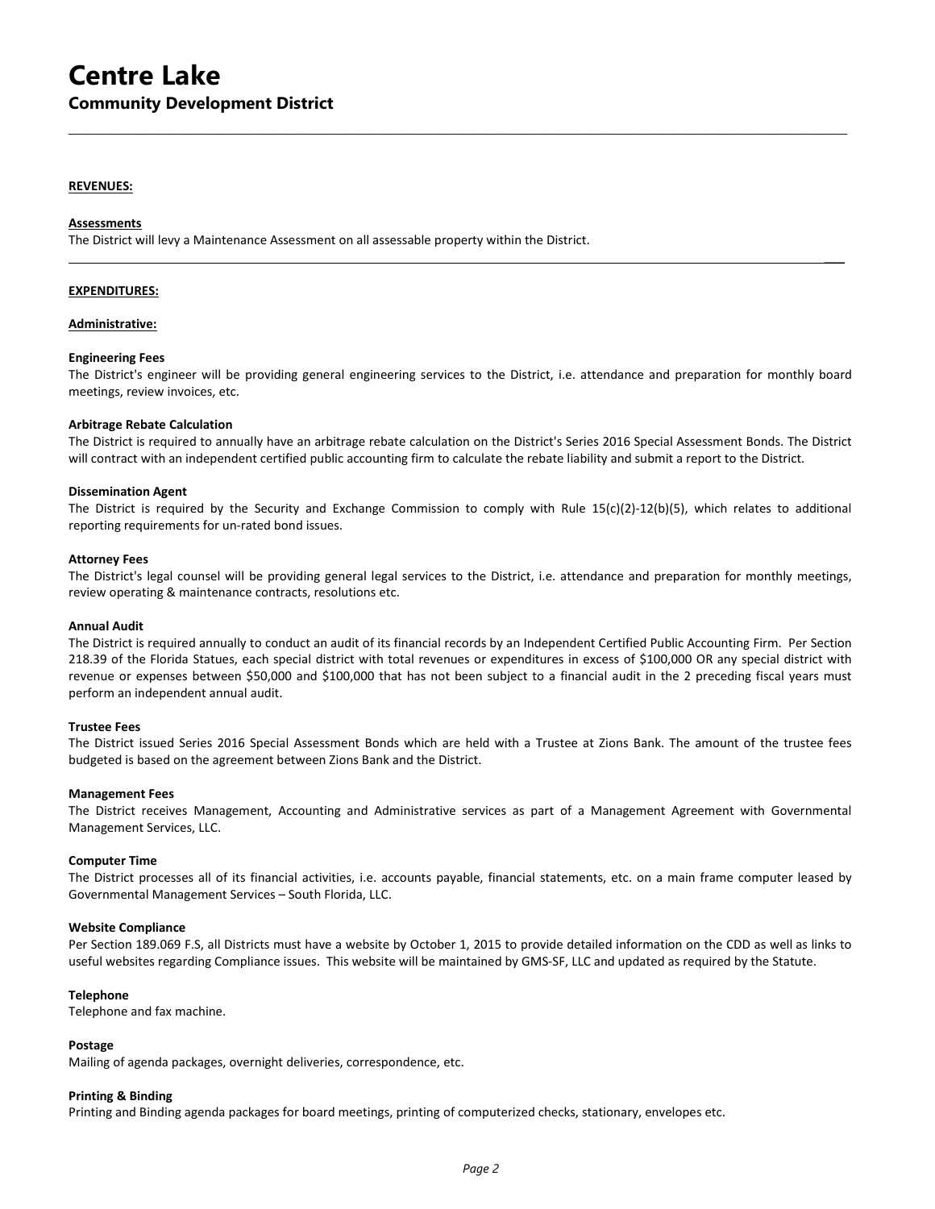# Centre Lake

## Community Development District

---

**REVENUES:**

**Assessments**

The District will levy a Maintenance Assessment on all assessable property within the District.

---

**EXPENDITURES:**

**Administrative:**

**Engineering Fees**

The District's engineer will be providing general engineering services to the District, i.e. attendance and preparation for monthly board meetings, review invoices, etc.

**Arbitrage Rebate Calculation**

The District is required to annually have an arbitrage rebate calculation on the District's Series 2016 Special Assessment Bonds. The District will contract with an independent certified public accounting firm to calculate the rebate liability and submit a report to the District.

**Dissemination Agent**

The District is required by the Security and Exchange Commission to comply with Rule 15(c)(2)-12(b)(5), which relates to additional reporting requirements for un-rated bond issues.

**Attorney Fees**

The District's legal counsel will be providing general legal services to the District, i.e. attendance and preparation for monthly meetings, review operating & maintenance contracts, resolutions etc.

**Annual Audit**

The District is required annually to conduct an audit of its financial records by an Independent Certified Public Accounting Firm. Per Section 218.39 of the Florida Statues, each special district with total revenues or expenditures in excess of $100,000 OR any special district with revenue or expenses between $50,000 and $100,000 that has not been subject to a financial audit in the 2 preceding fiscal years must perform an independent annual audit.

**Trustee Fees**

The District issued Series 2016 Special Assessment Bonds which are held with a Trustee at Zions Bank. The amount of the trustee fees budgeted is based on the agreement between Zions Bank and the District.

**Management Fees**

The District receives Management, Accounting and Administrative services as part of a Management Agreement with Governmental Management Services, LLC.

**Computer Time**

The District processes all of its financial activities, i.e. accounts payable, financial statements, etc. on a main frame computer leased by Governmental Management Services – South Florida, LLC.

**Website Compliance**

Per Section 189.069 F.S, all Districts must have a website by October 1, 2015 to provide detailed information on the CDD as well as links to useful websites regarding Compliance issues. This website will be maintained by GMS-SF, LLC and updated as required by the Statute.

**Telephone**

Telephone and fax machine.

**Postage**

Mailing of agenda packages, overnight deliveries, correspondence, etc.

**Printing & Binding**

Printing and Binding agenda packages for board meetings, printing of computerized checks, stationary, envelopes etc.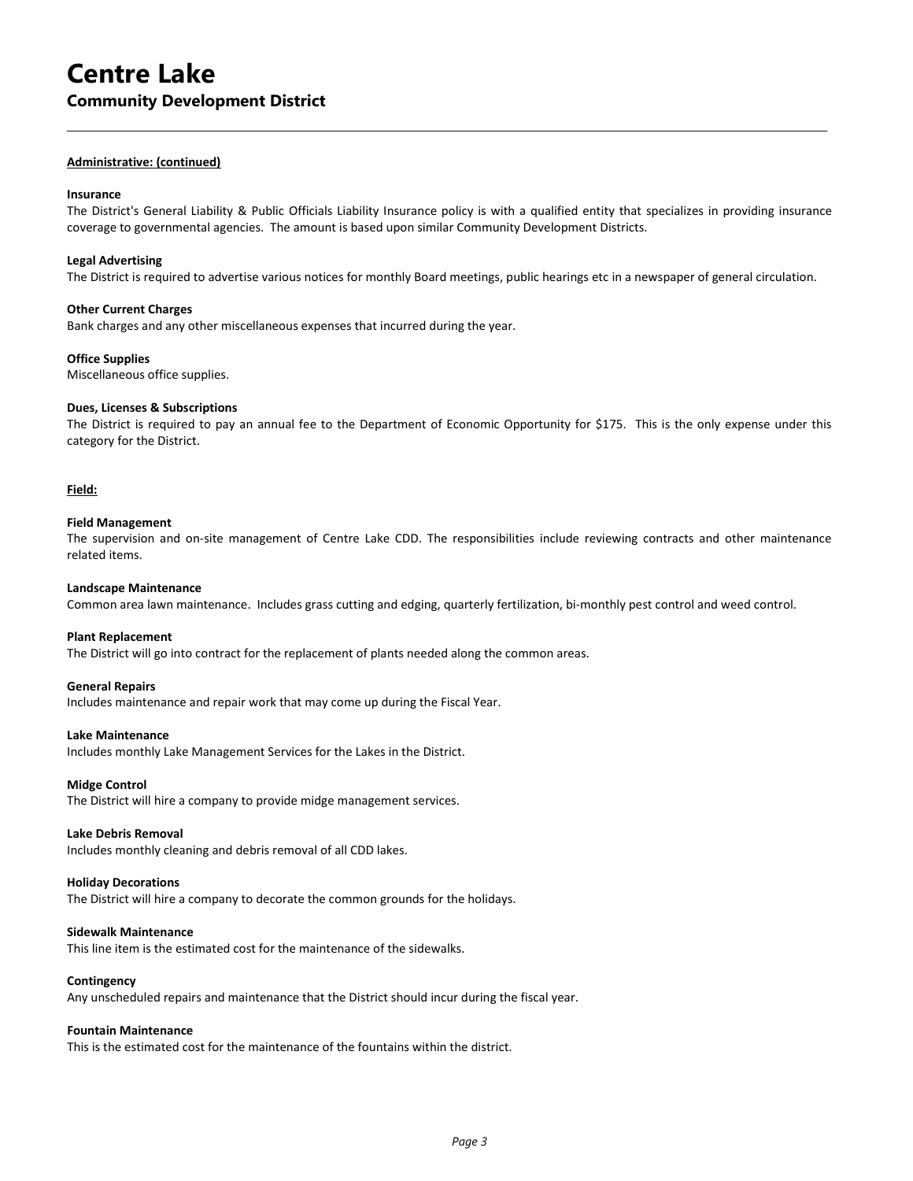# Centre Lake

## Community Development District

**Administrative: (continued)**

**Insurance**

The District's General Liability & Public Officials Liability Insurance policy is with a qualified entity that specializes in providing insurance coverage to governmental agencies. The amount is based upon similar Community Development Districts.

**Legal Advertising**

The District is required to advertise various notices for monthly Board meetings, public hearings etc in a newspaper of general circulation.

**Other Current Charges**

Bank charges and any other miscellaneous expenses that incurred during the year.

**Office Supplies**

Miscellaneous office supplies.

**Dues, Licenses & Subscriptions**

The District is required to pay an annual fee to the Department of Economic Opportunity for $175. This is the only expense under this category for the District.

**Field:**

**Field Management**

The supervision and on-site management of Centre Lake CDD. The responsibilities include reviewing contracts and other maintenance related items.

**Landscape Maintenance**

Common area lawn maintenance. Includes grass cutting and edging, quarterly fertilization, bi-monthly pest control and weed control.

**Plant Replacement**

The District will go into contract for the replacement of plants needed along the common areas.

**General Repairs**

Includes maintenance and repair work that may come up during the Fiscal Year.

**Lake Maintenance**

Includes monthly Lake Management Services for the Lakes in the District.

**Midge Control**

The District will hire a company to provide midge management services.

**Lake Debris Removal**

Includes monthly cleaning and debris removal of all CDD lakes.

**Holiday Decorations**

The District will hire a company to decorate the common grounds for the holidays.

**Sidewalk Maintenance**

This line item is the estimated cost for the maintenance of the sidewalks.

**Contingency**

Any unscheduled repairs and maintenance that the District should incur during the fiscal year.

**Fountain Maintenance**

This is the estimated cost for the maintenance of the fountains within the district.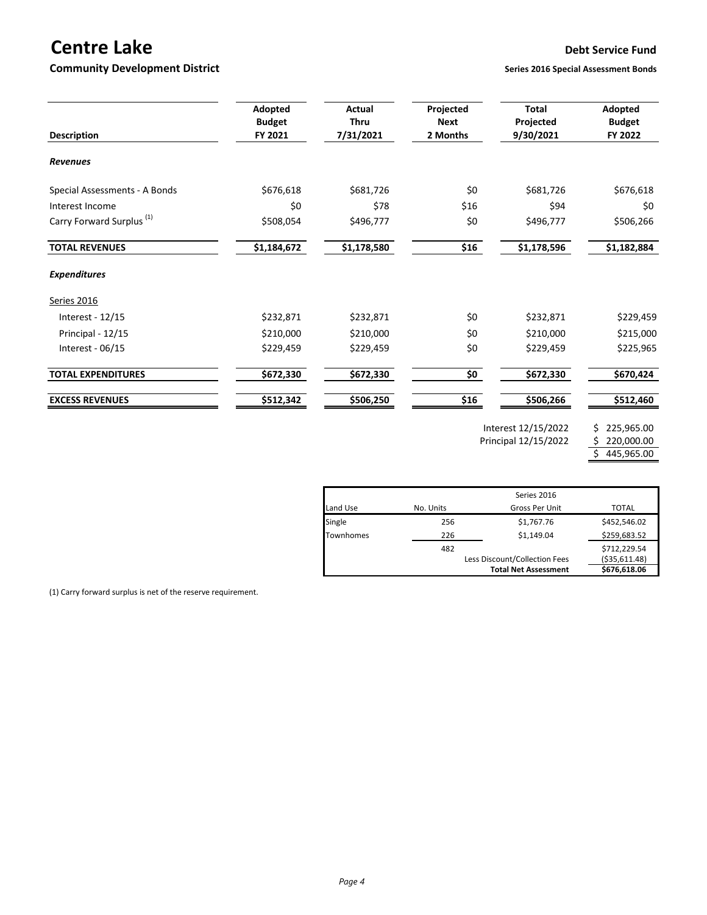# Centre Lake

## Community Development District

**Debt Service Fund**

**Series 2016 Special Assessment Bonds**

| Description | Adopted Budget FY 2021 | Actual Thru 7/31/2021 | Projected Next 2 Months | Total Projected 9/30/2021 | Adopted Budget FY 2022 |
|---|---|---|---|---|---|
| ***Revenues*** | | | | | |
| Special Assessments - A Bonds | $676,618 | $681,726 | $0 | $681,726 | $676,618 |
| Interest Income | $0 | $78 | $16 | $94 | $0 |
| Carry Forward Surplus [(1)] | $508,054 | $496,777 | $0 | $496,777 | $506,266 |
| **TOTAL REVENUES** | **$1,184,672** | **$1,178,580** | **$16** | **$1,178,596** | **$1,182,884** |
| ***Expenditures*** | | | | | |
| Series 2016 | | | | | |
| Interest - 12/15 | $232,871 | $232,871 | $0 | $232,871 | $229,459 |
| Principal - 12/15 | $210,000 | $210,000 | $0 | $210,000 | $215,000 |
| Interest - 06/15 | $229,459 | $229,459 | $0 | $229,459 | $225,965 |
| **TOTAL EXPENDITURES** | **$672,330** | **$672,330** | **$0** | **$672,330** | **$670,424** |
| **EXCESS REVENUES** | **$512,342** | **$506,250** | **$16** | **$506,266** | **$512,460** |

| | |
|---|---|
| Interest 12/15/2022 | $ 225,965.00 |
| Principal 12/15/2022 | $ 220,000.00 |
| | $ 445,965.00 |

| Land Use | No. Units | Series 2016 Gross Per Unit | TOTAL |
|---|---|---|---|
| Single | 256 | $1,767.76 | $452,546.02 |
| Townhomes | 226 | $1,149.04 | $259,683.52 |
| | 482 | | $712,229.54 |
| | | Less Discount/Collection Fees | ($35,611.48) |
| | | **Total Net Assessment** | **$676,618.06** |

(1) Carry forward surplus is net of the reserve requirement.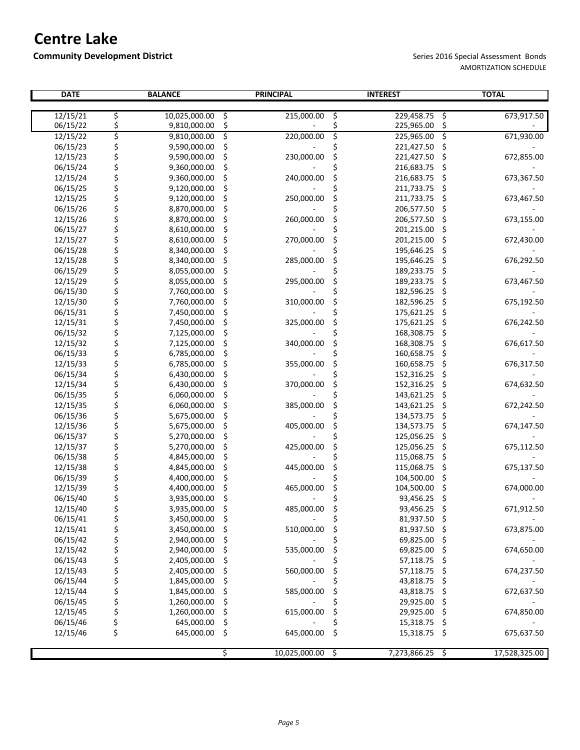# Centre Lake

**Community Development District**

Series 2016 Special Assessment Bonds
AMORTIZATION SCHEDULE

| DATE | BALANCE | PRINCIPAL | INTEREST | TOTAL |
|---|---|---|---|---|
| 12/15/21 | $ 10,025,000.00 | $ 215,000.00 | $ 229,458.75 | $ 673,917.50 |
| 06/15/22 | $ 9,810,000.00 | $ - | $ 225,965.00 | $ - |
| 12/15/22 | $ 9,810,000.00 | $ 220,000.00 | $ 225,965.00 | $ 671,930.00 |
| 06/15/23 | $ 9,590,000.00 | $ - | $ 221,427.50 | $ - |
| 12/15/23 | $ 9,590,000.00 | $ 230,000.00 | $ 221,427.50 | $ 672,855.00 |
| 06/15/24 | $ 9,360,000.00 | $ - | $ 216,683.75 | $ - |
| 12/15/24 | $ 9,360,000.00 | $ 240,000.00 | $ 216,683.75 | $ 673,367.50 |
| 06/15/25 | $ 9,120,000.00 | $ - | $ 211,733.75 | $ - |
| 12/15/25 | $ 9,120,000.00 | $ 250,000.00 | $ 211,733.75 | $ 673,467.50 |
| 06/15/26 | $ 8,870,000.00 | $ - | $ 206,577.50 | $ - |
| 12/15/26 | $ 8,870,000.00 | $ 260,000.00 | $ 206,577.50 | $ 673,155.00 |
| 06/15/27 | $ 8,610,000.00 | $ - | $ 201,215.00 | $ - |
| 12/15/27 | $ 8,610,000.00 | $ 270,000.00 | $ 201,215.00 | $ 672,430.00 |
| 06/15/28 | $ 8,340,000.00 | $ - | $ 195,646.25 | $ - |
| 12/15/28 | $ 8,340,000.00 | $ 285,000.00 | $ 195,646.25 | $ 676,292.50 |
| 06/15/29 | $ 8,055,000.00 | $ - | $ 189,233.75 | $ - |
| 12/15/29 | $ 8,055,000.00 | $ 295,000.00 | $ 189,233.75 | $ 673,467.50 |
| 06/15/30 | $ 7,760,000.00 | $ - | $ 182,596.25 | $ - |
| 12/15/30 | $ 7,760,000.00 | $ 310,000.00 | $ 182,596.25 | $ 675,192.50 |
| 06/15/31 | $ 7,450,000.00 | $ - | $ 175,621.25 | $ - |
| 12/15/31 | $ 7,450,000.00 | $ 325,000.00 | $ 175,621.25 | $ 676,242.50 |
| 06/15/32 | $ 7,125,000.00 | $ - | $ 168,308.75 | $ - |
| 12/15/32 | $ 7,125,000.00 | $ 340,000.00 | $ 168,308.75 | $ 676,617.50 |
| 06/15/33 | $ 6,785,000.00 | $ - | $ 160,658.75 | $ - |
| 12/15/33 | $ 6,785,000.00 | $ 355,000.00 | $ 160,658.75 | $ 676,317.50 |
| 06/15/34 | $ 6,430,000.00 | $ - | $ 152,316.25 | $ - |
| 12/15/34 | $ 6,430,000.00 | $ 370,000.00 | $ 152,316.25 | $ 674,632.50 |
| 06/15/35 | $ 6,060,000.00 | $ - | $ 143,621.25 | $ - |
| 12/15/35 | $ 6,060,000.00 | $ 385,000.00 | $ 143,621.25 | $ 672,242.50 |
| 06/15/36 | $ 5,675,000.00 | $ - | $ 134,573.75 | $ - |
| 12/15/36 | $ 5,675,000.00 | $ 405,000.00 | $ 134,573.75 | $ 674,147.50 |
| 06/15/37 | $ 5,270,000.00 | $ - | $ 125,056.25 | $ - |
| 12/15/37 | $ 5,270,000.00 | $ 425,000.00 | $ 125,056.25 | $ 675,112.50 |
| 06/15/38 | $ 4,845,000.00 | $ - | $ 115,068.75 | $ - |
| 12/15/38 | $ 4,845,000.00 | $ 445,000.00 | $ 115,068.75 | $ 675,137.50 |
| 06/15/39 | $ 4,400,000.00 | $ - | $ 104,500.00 | $ - |
| 12/15/39 | $ 4,400,000.00 | $ 465,000.00 | $ 104,500.00 | $ 674,000.00 |
| 06/15/40 | $ 3,935,000.00 | $ - | $ 93,456.25 | $ - |
| 12/15/40 | $ 3,935,000.00 | $ 485,000.00 | $ 93,456.25 | $ 671,912.50 |
| 06/15/41 | $ 3,450,000.00 | $ - | $ 81,937.50 | $ - |
| 12/15/41 | $ 3,450,000.00 | $ 510,000.00 | $ 81,937.50 | $ 673,875.00 |
| 06/15/42 | $ 2,940,000.00 | $ - | $ 69,825.00 | $ - |
| 12/15/42 | $ 2,940,000.00 | $ 535,000.00 | $ 69,825.00 | $ 674,650.00 |
| 06/15/43 | $ 2,405,000.00 | $ - | $ 57,118.75 | $ - |
| 12/15/43 | $ 2,405,000.00 | $ 560,000.00 | $ 57,118.75 | $ 674,237.50 |
| 06/15/44 | $ 1,845,000.00 | $ - | $ 43,818.75 | $ - |
| 12/15/44 | $ 1,845,000.00 | $ 585,000.00 | $ 43,818.75 | $ 672,637.50 |
| 06/15/45 | $ 1,260,000.00 | $ - | $ 29,925.00 | $ - |
| 12/15/45 | $ 1,260,000.00 | $ 615,000.00 | $ 29,925.00 | $ 674,850.00 |
| 06/15/46 | $ 645,000.00 | $ - | $ 15,318.75 | $ - |
| 12/15/46 | $ 645,000.00 | $ 645,000.00 | $ 15,318.75 | $ 675,637.50 |
| | | $ 10,025,000.00 | $ 7,273,866.25 | $ 17,528,325.00 |